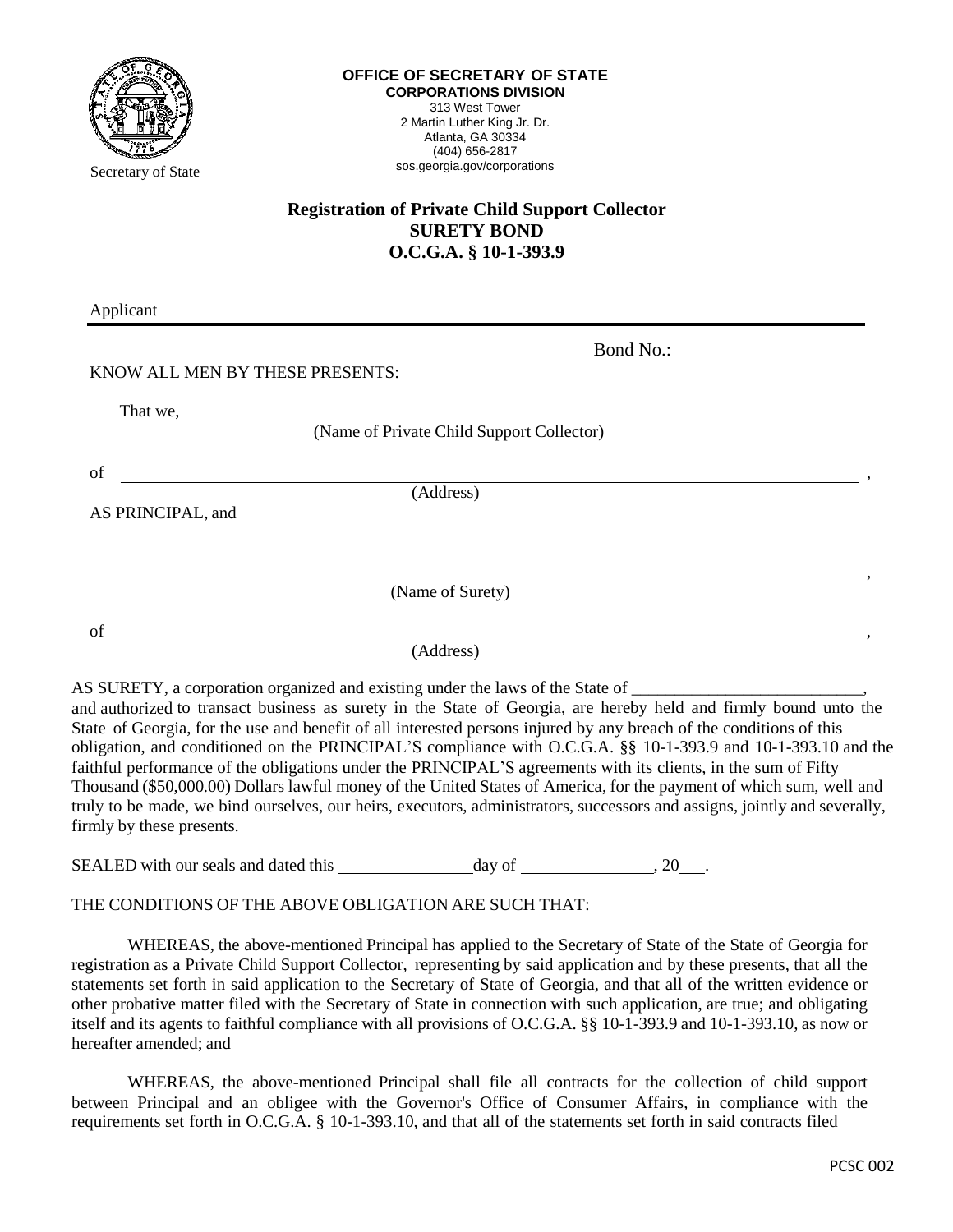Secretary of State

**OFFICE OF SECRETARY OF STATE**
**CORPORATIONS DIVISION**
313 West Tower
2 Martin Luther King Jr. Dr.
Atlanta, GA 30334
(404) 656-2817
sos.georgia.gov/corporations

# Registration of Private Child Support Collector
## SURETY BOND
## O.C.G.A. § 10-1-393.9

Applicant ______________________________________________

Bond No.: ____________________

KNOW ALL MEN BY THESE PRESENTS:

That we, ______________________________________________
(Name of Private Child Support Collector)

of ______________________________________________ ,
(Address)

AS PRINCIPAL, and

______________________________________________ ,
(Name of Surety)

of ______________________________________________ ,
(Address)

AS SURETY, a corporation organized and existing under the laws of the State of ___________________________, and authorized to transact business as surety in the State of Georgia, are hereby held and firmly bound unto the State of Georgia, for the use and benefit of all interested persons injured by any breach of the conditions of this obligation, and conditioned on the PRINCIPAL'S compliance with O.C.G.A. §§ 10-1-393.9 and 10-1-393.10 and the faithful performance of the obligations under the PRINCIPAL'S agreements with its clients, in the sum of Fifty Thousand ($50,000.00) Dollars lawful money of the United States of America, for the payment of which sum, well and truly to be made, we bind ourselves, our heirs, executors, administrators, successors and assigns, jointly and severally, firmly by these presents.

SEALED with our seals and dated this ________________day of ________________, 20___.

THE CONDITIONS OF THE ABOVE OBLIGATION ARE SUCH THAT:

WHEREAS, the above-mentioned Principal has applied to the Secretary of State of the State of Georgia for registration as a Private Child Support Collector, representing by said application and by these presents, that all the statements set forth in said application to the Secretary of State of Georgia, and that all of the written evidence or other probative matter filed with the Secretary of State in connection with such application, are true; and obligating itself and its agents to faithful compliance with all provisions of O.C.G.A. §§ 10-1-393.9 and 10-1-393.10, as now or hereafter amended; and

WHEREAS, the above-mentioned Principal shall file all contracts for the collection of child support between Principal and an obligee with the Governor's Office of Consumer Affairs, in compliance with the requirements set forth in O.C.G.A. § 10-1-393.10, and that all of the statements set forth in said contracts filed

PCSC 002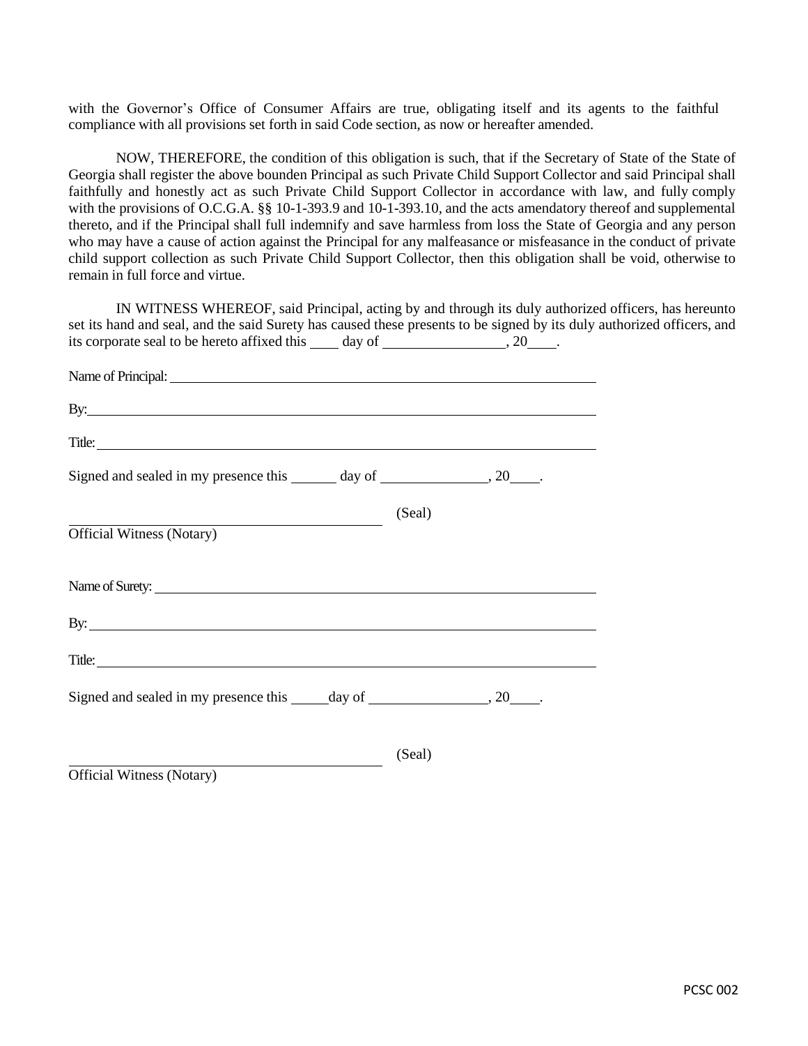with the Governor's Office of Consumer Affairs are true, obligating itself and its agents to the faithful compliance with all provisions set forth in said Code section, as now or hereafter amended.

NOW, THEREFORE, the condition of this obligation is such, that if the Secretary of State of the State of Georgia shall register the above bounden Principal as such Private Child Support Collector and said Principal shall faithfully and honestly act as such Private Child Support Collector in accordance with law, and fully comply with the provisions of O.C.G.A. §§ 10-1-393.9 and 10-1-393.10, and the acts amendatory thereof and supplemental thereto, and if the Principal shall full indemnify and save harmless from loss the State of Georgia and any person who may have a cause of action against the Principal for any malfeasance or misfeasance in the conduct of private child support collection as such Private Child Support Collector, then this obligation shall be void, otherwise to remain in full force and virtue.

IN WITNESS WHEREOF, said Principal, acting by and through its duly authorized officers, has hereunto set its hand and seal, and the said Surety has caused these presents to be signed by its duly authorized officers, and its corporate seal to be hereto affixed this \_\_\_\_ day of \_\_\_\_\_\_\_\_\_\_\_\_\_\_\_\_, 20\_\_\_\_.

Name of Principal: \_\_\_\_\_\_\_\_\_\_\_\_\_\_\_\_\_\_\_\_\_\_\_\_\_\_\_\_\_\_\_\_\_\_\_\_\_\_\_\_

By: \_\_\_\_\_\_\_\_\_\_\_\_\_\_\_\_\_\_\_\_\_\_\_\_\_\_\_\_\_\_\_\_\_\_\_\_\_\_\_\_\_\_\_\_\_\_\_\_\_\_\_\_

Title: \_\_\_\_\_\_\_\_\_\_\_\_\_\_\_\_\_\_\_\_\_\_\_\_\_\_\_\_\_\_\_\_\_\_\_\_\_\_\_\_\_\_\_\_\_\_\_\_\_\_

Signed and sealed in my presence this \_\_\_\_\_\_ day of \_\_\_\_\_\_\_\_\_\_\_\_\_\_\_, 20\_\_\_\_.

\_\_\_\_\_\_\_\_\_\_\_\_\_\_\_\_\_\_\_\_\_\_\_\_\_\_\_\_\_\_\_\_\_\_\_\_ (Seal)
Official Witness (Notary)

Name of Surety: \_\_\_\_\_\_\_\_\_\_\_\_\_\_\_\_\_\_\_\_\_\_\_\_\_\_\_\_\_\_\_\_\_\_\_\_\_\_\_\_\_\_

By: \_\_\_\_\_\_\_\_\_\_\_\_\_\_\_\_\_\_\_\_\_\_\_\_\_\_\_\_\_\_\_\_\_\_\_\_\_\_\_\_\_\_\_\_\_\_\_\_\_\_\_\_

Title: \_\_\_\_\_\_\_\_\_\_\_\_\_\_\_\_\_\_\_\_\_\_\_\_\_\_\_\_\_\_\_\_\_\_\_\_\_\_\_\_\_\_\_\_\_\_\_\_\_\_

Signed and sealed in my presence this \_\_\_\_\_day of \_\_\_\_\_\_\_\_\_\_\_\_\_\_\_\_, 20\_\_\_\_.

\_\_\_\_\_\_\_\_\_\_\_\_\_\_\_\_\_\_\_\_\_\_\_\_\_\_\_\_\_\_\_\_\_\_\_\_ (Seal)
Official Witness (Notary)

PCSC 002